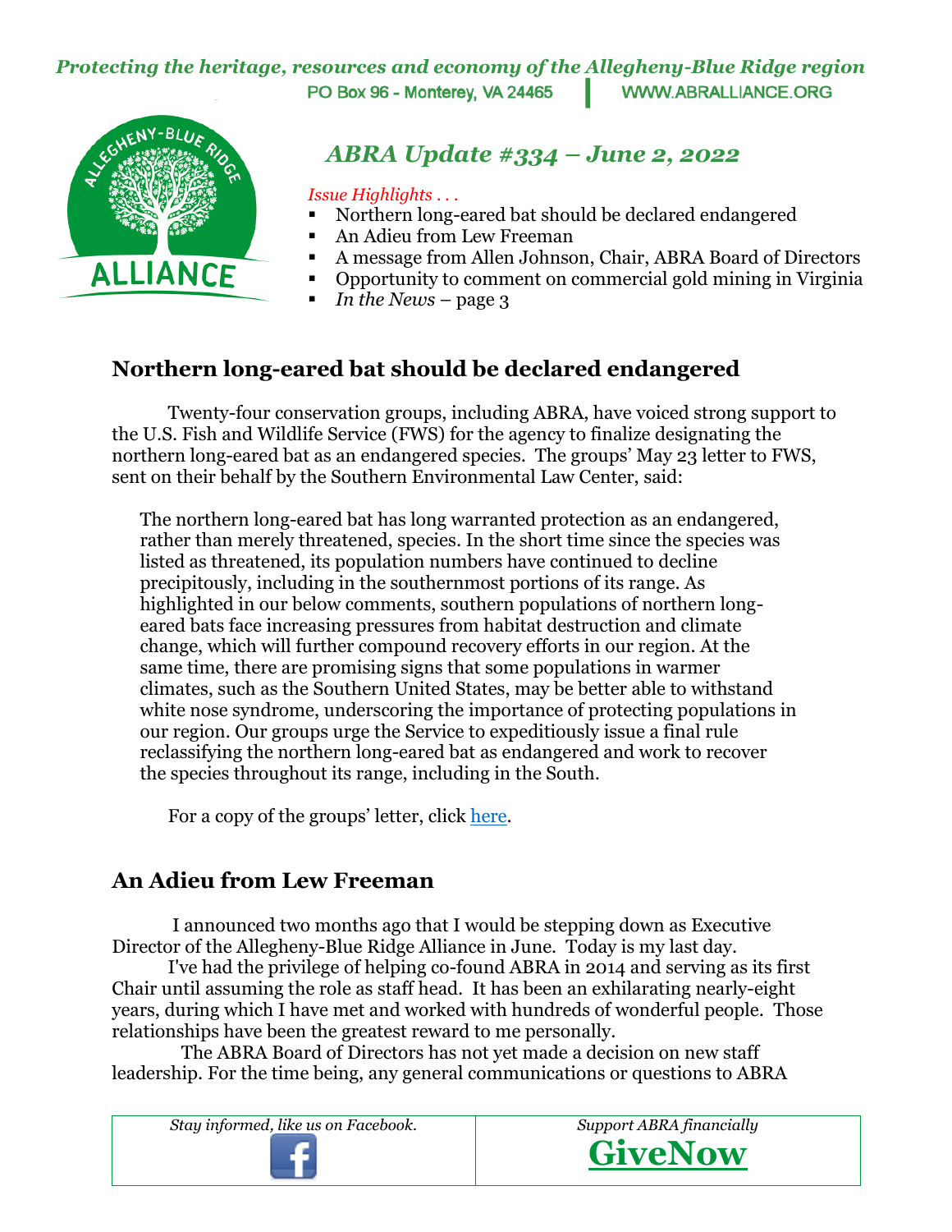*Protecting the heritage, resources and economy of the Allegheny-Blue Ridge region*

PO Box 96 - Monterey, VA 24465 | WWW.ABRALLIANCE.ORG

ALLEGHENY-BLUE RIDGE ALLIANCE

# *ABRA Update #334 – June 2, 2022*

*Issue Highlights . . .*

- Northern long-eared bat should be declared endangered
- An Adieu from Lew Freeman
- A message from Allen Johnson, Chair, ABRA Board of Directors
- Opportunity to comment on commercial gold mining in Virginia
- *In the News* – page 3

## Northern long-eared bat should be declared endangered

Twenty-four conservation groups, including ABRA, have voiced strong support to the U.S. Fish and Wildlife Service (FWS) for the agency to finalize designating the northern long-eared bat as an endangered species. The groups' May 23 letter to FWS, sent on their behalf by the Southern Environmental Law Center, said:

> The northern long-eared bat has long warranted protection as an endangered, rather than merely threatened, species. In the short time since the species was listed as threatened, its population numbers have continued to decline precipitously, including in the southernmost portions of its range. As highlighted in our below comments, southern populations of northern long-eared bats face increasing pressures from habitat destruction and climate change, which will further compound recovery efforts in our region. At the same time, there are promising signs that some populations in warmer climates, such as the Southern United States, may be better able to withstand white nose syndrome, underscoring the importance of protecting populations in our region. Our groups urge the Service to expeditiously issue a final rule reclassifying the northern long-eared bat as endangered and work to recover the species throughout its range, including in the South.

For a copy of the groups' letter, click here.

## An Adieu from Lew Freeman

I announced two months ago that I would be stepping down as Executive Director of the Allegheny-Blue Ridge Alliance in June. Today is my last day.

I've had the privilege of helping co-found ABRA in 2014 and serving as its first Chair until assuming the role as staff head. It has been an exhilarating nearly-eight years, during which I have met and worked with hundreds of wonderful people. Those relationships have been the greatest reward to me personally.

The ABRA Board of Directors has not yet made a decision on new staff leadership. For the time being, any general communications or questions to ABRA

| *Stay informed, like us on Facebook.* | *Support ABRA financially* **GiveNow** |
|---|---|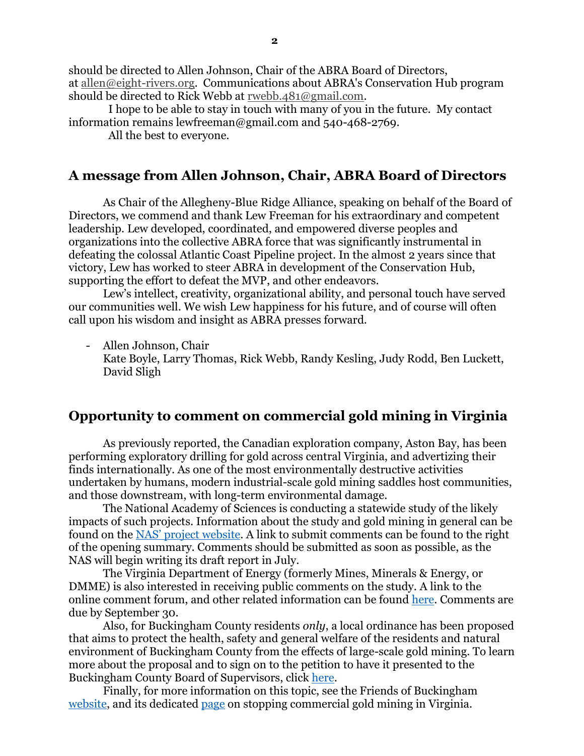should be directed to Allen Johnson, Chair of the ABRA Board of Directors, at allen@eight-rivers.org. Communications about ABRA's Conservation Hub program should be directed to Rick Webb at rwebb.481@gmail.com.

I hope to be able to stay in touch with many of you in the future. My contact information remains lewfreeman@gmail.com and 540-468-2769.

All the best to everyone.

## A message from Allen Johnson, Chair, ABRA Board of Directors

As Chair of the Allegheny-Blue Ridge Alliance, speaking on behalf of the Board of Directors, we commend and thank Lew Freeman for his extraordinary and competent leadership. Lew developed, coordinated, and empowered diverse peoples and organizations into the collective ABRA force that was significantly instrumental in defeating the colossal Atlantic Coast Pipeline project. In the almost 2 years since that victory, Lew has worked to steer ABRA in development of the Conservation Hub, supporting the effort to defeat the MVP, and other endeavors.

Lew's intellect, creativity, organizational ability, and personal touch have served our communities well. We wish Lew happiness for his future, and of course will often call upon his wisdom and insight as ABRA presses forward.

- Allen Johnson, Chair
  Kate Boyle, Larry Thomas, Rick Webb, Randy Kesling, Judy Rodd, Ben Luckett, David Sligh

## Opportunity to comment on commercial gold mining in Virginia

As previously reported, the Canadian exploration company, Aston Bay, has been performing exploratory drilling for gold across central Virginia, and advertizing their finds internationally. As one of the most environmentally destructive activities undertaken by humans, modern industrial-scale gold mining saddles host communities, and those downstream, with long-term environmental damage.

The National Academy of Sciences is conducting a statewide study of the likely impacts of such projects. Information about the study and gold mining in general can be found on the NAS' project website. A link to submit comments can be found to the right of the opening summary. Comments should be submitted as soon as possible, as the NAS will begin writing its draft report in July.

The Virginia Department of Energy (formerly Mines, Minerals & Energy, or DMME) is also interested in receiving public comments on the study. A link to the online comment forum, and other related information can be found here. Comments are due by September 30.

Also, for Buckingham County residents *only*, a local ordinance has been proposed that aims to protect the health, safety and general welfare of the residents and natural environment of Buckingham County from the effects of large-scale gold mining. To learn more about the proposal and to sign on to the petition to have it presented to the Buckingham County Board of Supervisors, click here.

Finally, for more information on this topic, see the Friends of Buckingham website, and its dedicated page on stopping commercial gold mining in Virginia.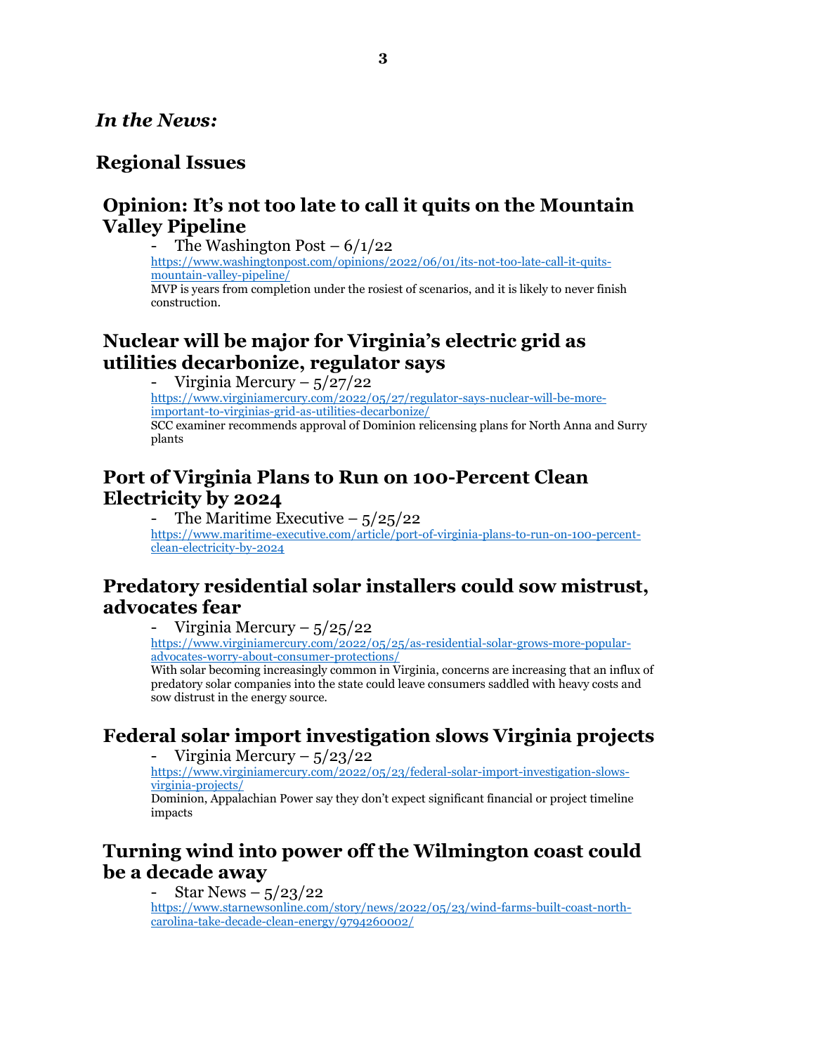## *In the News:*

## Regional Issues

### Opinion: It's not too late to call it quits on the Mountain Valley Pipeline

- The Washington Post – 6/1/22

https://www.washingtonpost.com/opinions/2022/06/01/its-not-too-late-call-it-quits-mountain-valley-pipeline/

MVP is years from completion under the rosiest of scenarios, and it is likely to never finish construction.

### Nuclear will be major for Virginia's electric grid as utilities decarbonize, regulator says

- Virginia Mercury – 5/27/22

https://www.virginiamercury.com/2022/05/27/regulator-says-nuclear-will-be-more-important-to-virginias-grid-as-utilities-decarbonize/

SCC examiner recommends approval of Dominion relicensing plans for North Anna and Surry plants

### Port of Virginia Plans to Run on 100-Percent Clean Electricity by 2024

- The Maritime Executive – 5/25/22

https://www.maritime-executive.com/article/port-of-virginia-plans-to-run-on-100-percent-clean-electricity-by-2024

### Predatory residential solar installers could sow mistrust, advocates fear

- Virginia Mercury – 5/25/22

https://www.virginiamercury.com/2022/05/25/as-residential-solar-grows-more-popular-advocates-worry-about-consumer-protections/

With solar becoming increasingly common in Virginia, concerns are increasing that an influx of predatory solar companies into the state could leave consumers saddled with heavy costs and sow distrust in the energy source.

### Federal solar import investigation slows Virginia projects

- Virginia Mercury – 5/23/22

https://www.virginiamercury.com/2022/05/23/federal-solar-import-investigation-slows-virginia-projects/

Dominion, Appalachian Power say they don't expect significant financial or project timeline impacts

### Turning wind into power off the Wilmington coast could be a decade away

- Star News – 5/23/22

https://www.starnewsonline.com/story/news/2022/05/23/wind-farms-built-coast-north-carolina-take-decade-clean-energy/9794260002/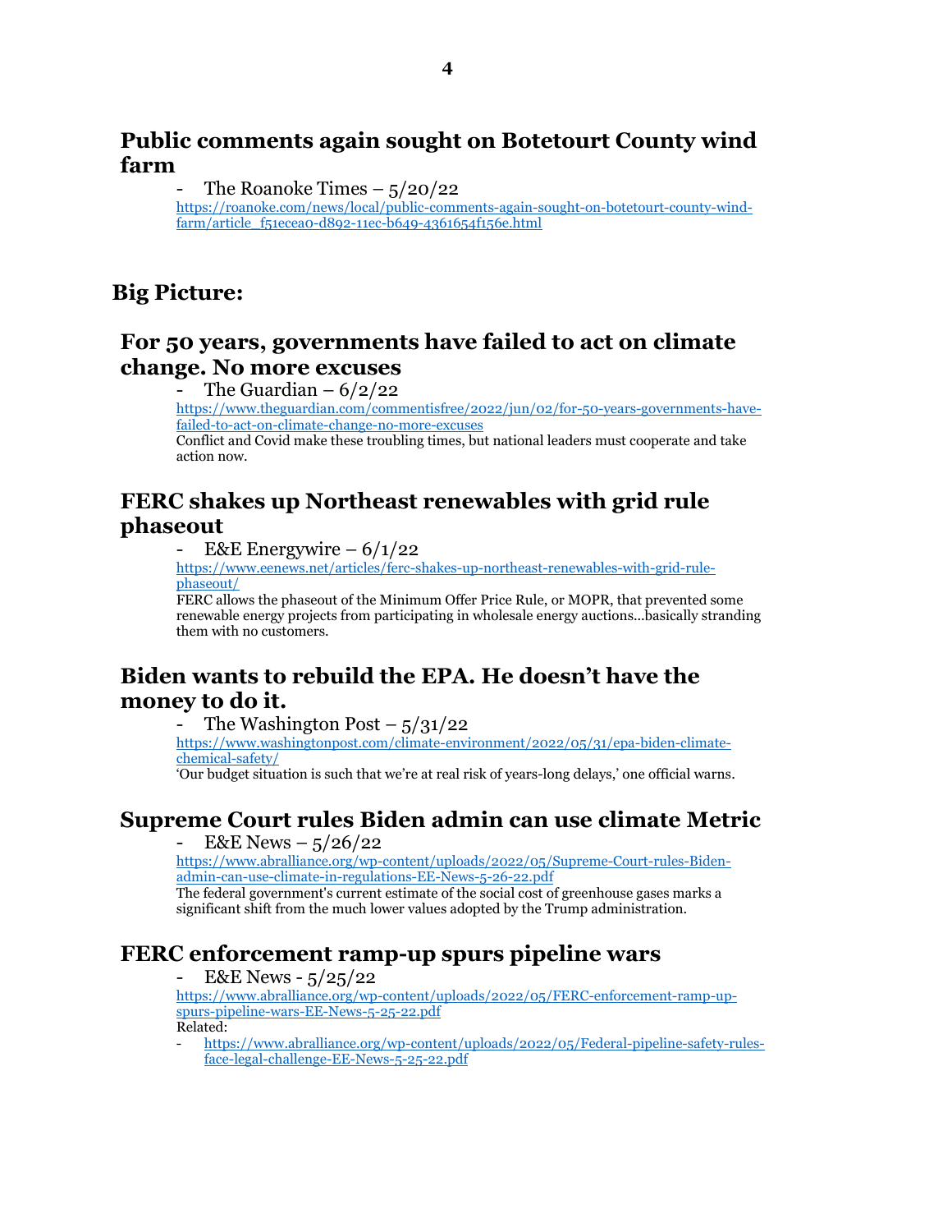## Public comments again sought on Botetourt County wind farm

- The Roanoke Times – 5/20/22

https://roanoke.com/news/local/public-comments-again-sought-on-botetourt-county-wind-farm/article_f51ecea0-d892-11ec-b649-4361654f156e.html

# Big Picture:

## For 50 years, governments have failed to act on climate change. No more excuses

- The Guardian – 6/2/22

https://www.theguardian.com/commentisfree/2022/jun/02/for-50-years-governments-have-failed-to-act-on-climate-change-no-more-excuses

Conflict and Covid make these troubling times, but national leaders must cooperate and take action now.

## FERC shakes up Northeast renewables with grid rule phaseout

- E&E Energywire – 6/1/22

https://www.eenews.net/articles/ferc-shakes-up-northeast-renewables-with-grid-rule-phaseout/

FERC allows the phaseout of the Minimum Offer Price Rule, or MOPR, that prevented some renewable energy projects from participating in wholesale energy auctions…basically stranding them with no customers.

## Biden wants to rebuild the EPA. He doesn't have the money to do it.

- The Washington Post – 5/31/22

https://www.washingtonpost.com/climate-environment/2022/05/31/epa-biden-climate-chemical-safety/

'Our budget situation is such that we're at real risk of years-long delays,' one official warns.

## Supreme Court rules Biden admin can use climate Metric

- E&E News – 5/26/22

https://www.abralliance.org/wp-content/uploads/2022/05/Supreme-Court-rules-Biden-admin-can-use-climate-in-regulations-EE-News-5-26-22.pdf

The federal government's current estimate of the social cost of greenhouse gases marks a significant shift from the much lower values adopted by the Trump administration.

## FERC enforcement ramp-up spurs pipeline wars

- E&E News - 5/25/22

https://www.abralliance.org/wp-content/uploads/2022/05/FERC-enforcement-ramp-up-spurs-pipeline-wars-EE-News-5-25-22.pdf

Related:

- https://www.abralliance.org/wp-content/uploads/2022/05/Federal-pipeline-safety-rules-face-legal-challenge-EE-News-5-25-22.pdf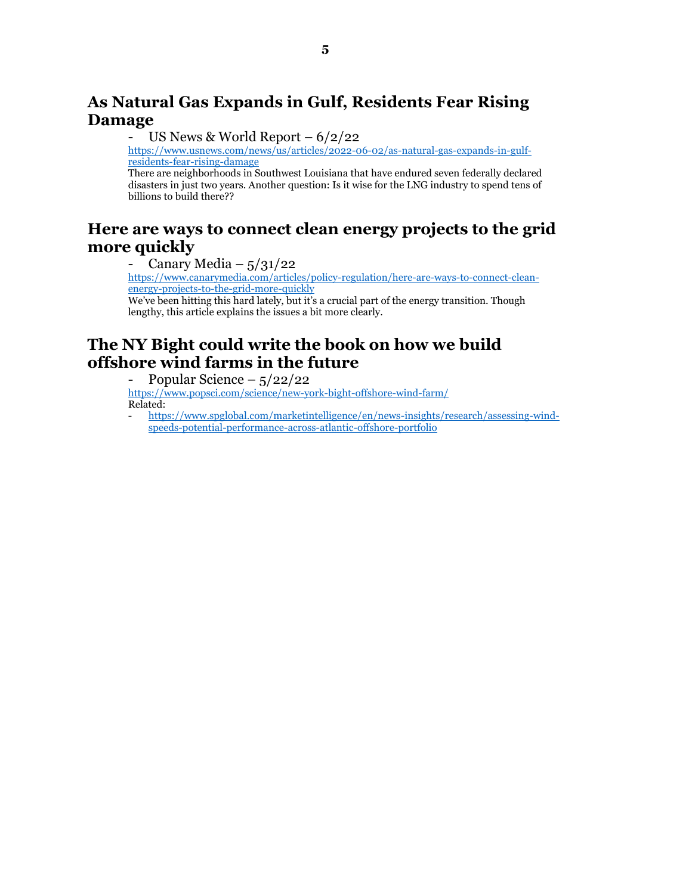## As Natural Gas Expands in Gulf, Residents Fear Rising Damage

- US News & World Report – 6/2/22

https://www.usnews.com/news/us/articles/2022-06-02/as-natural-gas-expands-in-gulf-residents-fear-rising-damage

There are neighborhoods in Southwest Louisiana that have endured seven federally declared disasters in just two years. Another question: Is it wise for the LNG industry to spend tens of billions to build there??

## Here are ways to connect clean energy projects to the grid more quickly

- Canary Media – 5/31/22

https://www.canarymedia.com/articles/policy-regulation/here-are-ways-to-connect-clean-energy-projects-to-the-grid-more-quickly

We've been hitting this hard lately, but it's a crucial part of the energy transition. Though lengthy, this article explains the issues a bit more clearly.

## The NY Bight could write the book on how we build offshore wind farms in the future

- Popular Science – 5/22/22

https://www.popsci.com/science/new-york-bight-offshore-wind-farm/

Related:

- https://www.spglobal.com/marketintelligence/en/news-insights/research/assessing-wind-speeds-potential-performance-across-atlantic-offshore-portfolio